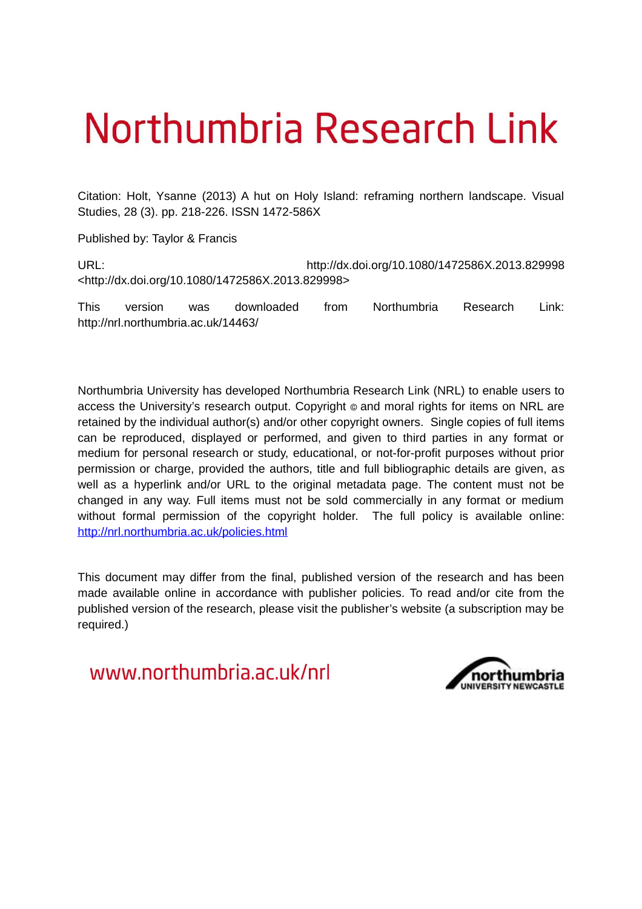# Northumbria Research Link

Citation: Holt, Ysanne (2013) A hut on Holy Island: reframing northern landscape. Visual Studies, 28 (3). pp. 218-226. ISSN 1472-586X

Published by: Taylor & Francis

URL: http://dx.doi.org/10.1080/1472586X.2013.829998 <http://dx.doi.org/10.1080/1472586X.2013.829998>

This version was downloaded from Northumbria Research Link: http://nrl.northumbria.ac.uk/14463/

Northumbria University has developed Northumbria Research Link (NRL) to enable users to access the University's research output. Copyright © and moral rights for items on NRL are retained by the individual author(s) and/or other copyright owners. Single copies of full items can be reproduced, displayed or performed, and given to third parties in any format or medium for personal research or study, educational, or not-for-profit purposes without prior permission or charge, provided the authors, title and full bibliographic details are given, as well as a hyperlink and/or URL to the original metadata page. The content must not be changed in any way. Full items must not be sold commercially in any format or medium without formal permission of the copyright holder. The full policy is available online: http://nrl.northumbria.ac.uk/policies.html

This document may differ from the final, published version of the research and has been made available online in accordance with publisher policies. To read and/or cite from the published version of the research, please visit the publisher's website (a subscription may be required.)

www.northumbria.ac.uk/nrl

northumbria UNIVERSITY NEWCASTLE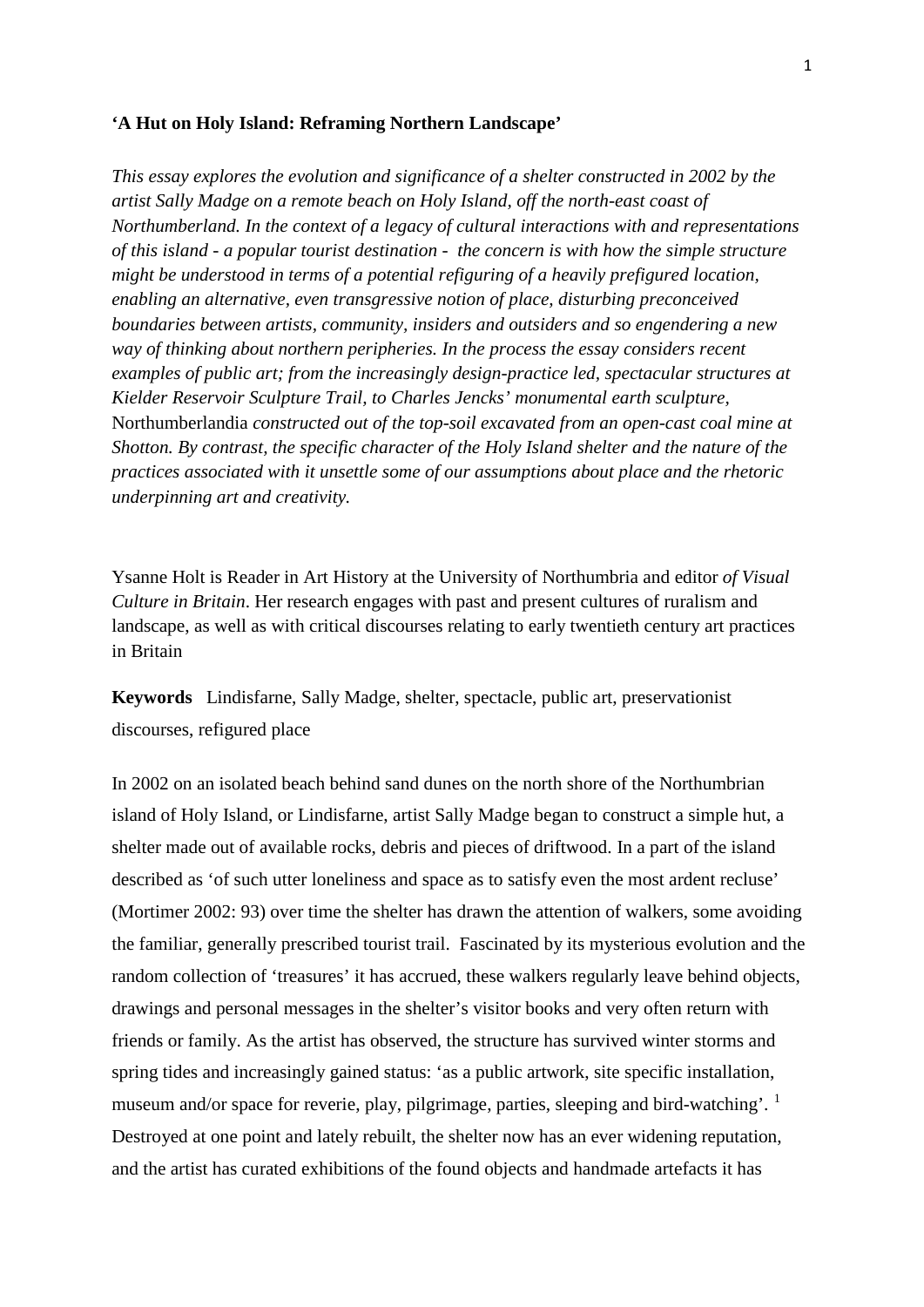**'A Hut on Holy Island: Reframing Northern Landscape'**

*This essay explores the evolution and significance of a shelter constructed in 2002 by the artist Sally Madge on a remote beach on Holy Island, off the north-east coast of Northumberland. In the context of a legacy of cultural interactions with and representations of this island - a popular tourist destination - the concern is with how the simple structure might be understood in terms of a potential refiguring of a heavily prefigured location, enabling an alternative, even transgressive notion of place, disturbing preconceived boundaries between artists, community, insiders and outsiders and so engendering a new way of thinking about northern peripheries. In the process the essay considers recent examples of public art; from the increasingly design-practice led, spectacular structures at Kielder Reservoir Sculpture Trail, to Charles Jencks' monumental earth sculpture,* Northumberlandia *constructed out of the top-soil excavated from an open-cast coal mine at Shotton. By contrast, the specific character of the Holy Island shelter and the nature of the practices associated with it unsettle some of our assumptions about place and the rhetoric underpinning art and creativity.*

Ysanne Holt is Reader in Art History at the University of Northumbria and editor *of Visual Culture in Britain*. Her research engages with past and present cultures of ruralism and landscape, as well as with critical discourses relating to early twentieth century art practices in Britain

**Keywords** Lindisfarne, Sally Madge, shelter, spectacle, public art, preservationist discourses, refigured place

In 2002 on an isolated beach behind sand dunes on the north shore of the Northumbrian island of Holy Island, or Lindisfarne, artist Sally Madge began to construct a simple hut, a shelter made out of available rocks, debris and pieces of driftwood. In a part of the island described as 'of such utter loneliness and space as to satisfy even the most ardent recluse' (Mortimer 2002: 93) over time the shelter has drawn the attention of walkers, some avoiding the familiar, generally prescribed tourist trail. Fascinated by its mysterious evolution and the random collection of 'treasures' it has accrued, these walkers regularly leave behind objects, drawings and personal messages in the shelter's visitor books and very often return with friends or family. As the artist has observed, the structure has survived winter storms and spring tides and increasingly gained status: 'as a public artwork, site specific installation, museum and/or space for reverie, play, pilgrimage, parties, sleeping and bird-watching'. [1] Destroyed at one point and lately rebuilt, the shelter now has an ever widening reputation, and the artist has curated exhibitions of the found objects and handmade artefacts it has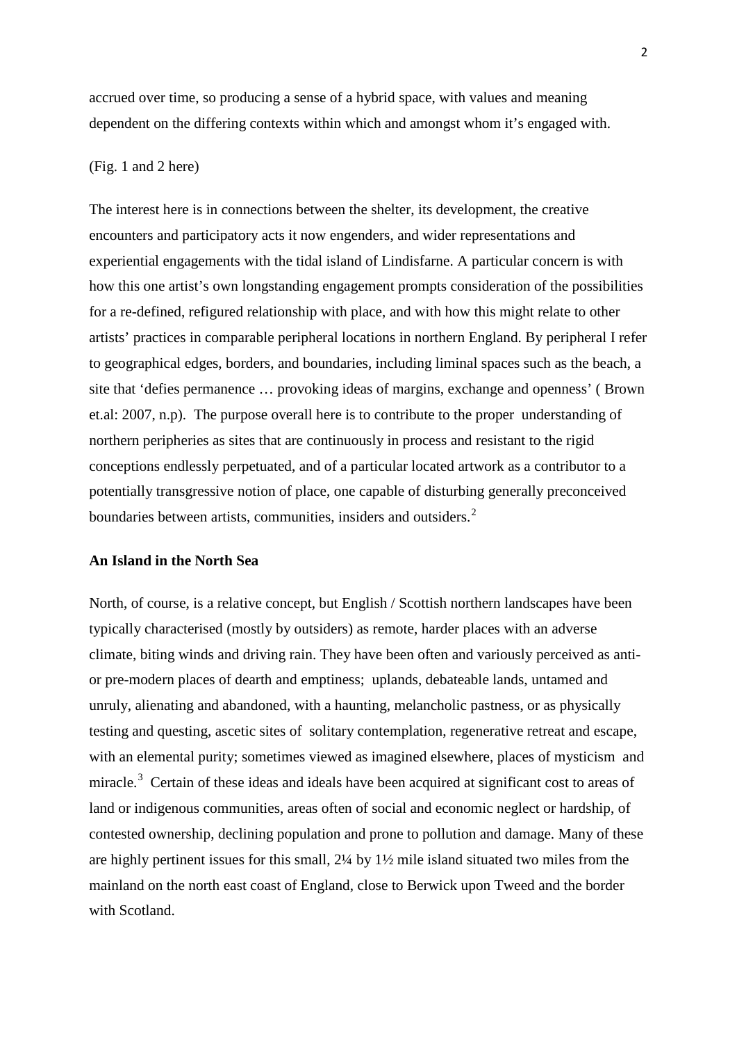accrued over time, so producing a sense of a hybrid space, with values and meaning dependent on the differing contexts within which and amongst whom it's engaged with.

(Fig. 1 and 2 here)

The interest here is in connections between the shelter, its development, the creative encounters and participatory acts it now engenders, and wider representations and experiential engagements with the tidal island of Lindisfarne. A particular concern is with how this one artist's own longstanding engagement prompts consideration of the possibilities for a re-defined, refigured relationship with place, and with how this might relate to other artists' practices in comparable peripheral locations in northern England. By peripheral I refer to geographical edges, borders, and boundaries, including liminal spaces such as the beach, a site that 'defies permanence … provoking ideas of margins, exchange and openness' ( Brown et.al: 2007, n.p). The purpose overall here is to contribute to the proper understanding of northern peripheries as sites that are continuously in process and resistant to the rigid conceptions endlessly perpetuated, and of a particular located artwork as a contributor to a potentially transgressive notion of place, one capable of disturbing generally preconceived boundaries between artists, communities, insiders and outsiders.[2]

## An Island in the North Sea

North, of course, is a relative concept, but English / Scottish northern landscapes have been typically characterised (mostly by outsiders) as remote, harder places with an adverse climate, biting winds and driving rain. They have been often and variously perceived as anti- or pre-modern places of dearth and emptiness; uplands, debateable lands, untamed and unruly, alienating and abandoned, with a haunting, melancholic pastness, or as physically testing and questing, ascetic sites of solitary contemplation, regenerative retreat and escape, with an elemental purity; sometimes viewed as imagined elsewhere, places of mysticism and miracle.[3] Certain of these ideas and ideals have been acquired at significant cost to areas of land or indigenous communities, areas often of social and economic neglect or hardship, of contested ownership, declining population and prone to pollution and damage. Many of these are highly pertinent issues for this small, 2¼ by 1½ mile island situated two miles from the mainland on the north east coast of England, close to Berwick upon Tweed and the border with Scotland.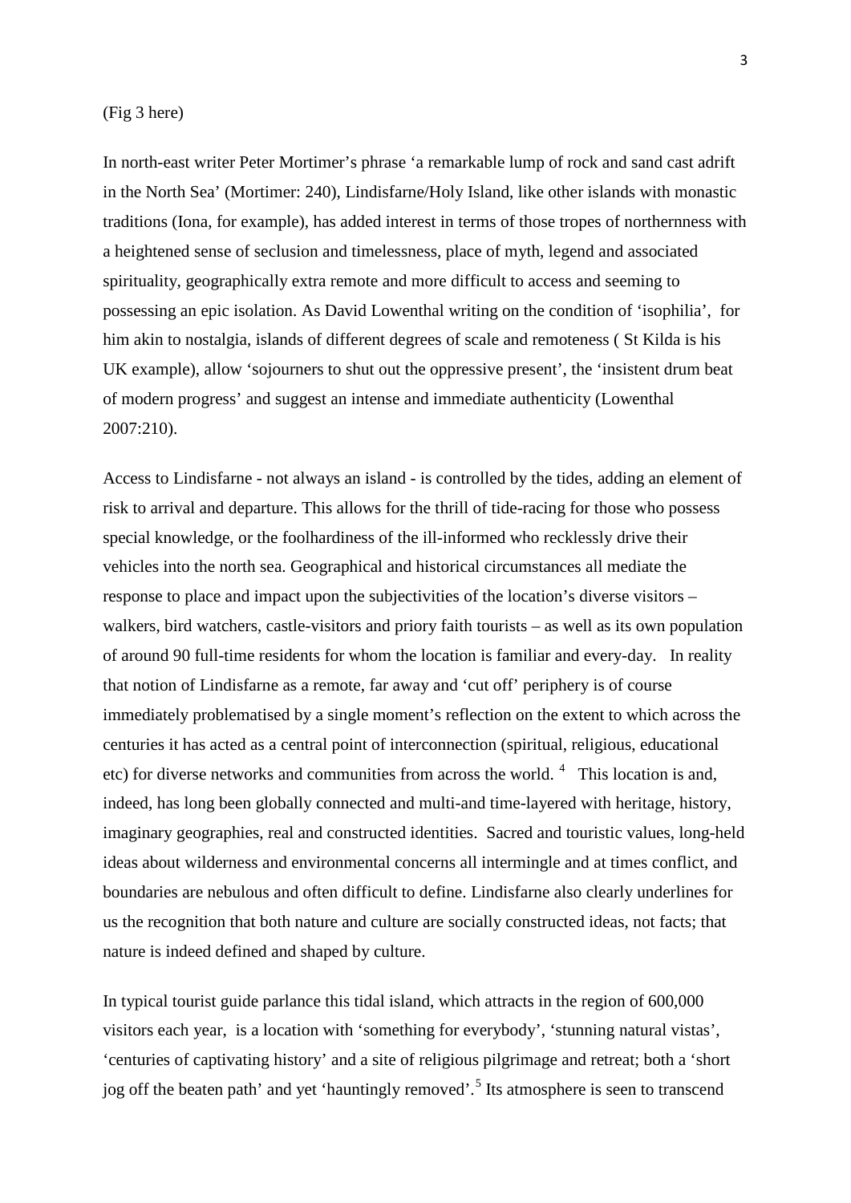(Fig 3 here)

In north-east writer Peter Mortimer's phrase 'a remarkable lump of rock and sand cast adrift in the North Sea' (Mortimer: 240), Lindisfarne/Holy Island, like other islands with monastic traditions (Iona, for example), has added interest in terms of those tropes of northernness with a heightened sense of seclusion and timelessness, place of myth, legend and associated spirituality, geographically extra remote and more difficult to access and seeming to possessing an epic isolation. As David Lowenthal writing on the condition of 'isophilia', for him akin to nostalgia, islands of different degrees of scale and remoteness ( St Kilda is his UK example), allow 'sojourners to shut out the oppressive present', the 'insistent drum beat of modern progress' and suggest an intense and immediate authenticity (Lowenthal 2007:210).

Access to Lindisfarne - not always an island - is controlled by the tides, adding an element of risk to arrival and departure. This allows for the thrill of tide-racing for those who possess special knowledge, or the foolhardiness of the ill-informed who recklessly drive their vehicles into the north sea. Geographical and historical circumstances all mediate the response to place and impact upon the subjectivities of the location's diverse visitors – walkers, bird watchers, castle-visitors and priory faith tourists – as well as its own population of around 90 full-time residents for whom the location is familiar and every-day. In reality that notion of Lindisfarne as a remote, far away and 'cut off' periphery is of course immediately problematised by a single moment's reflection on the extent to which across the centuries it has acted as a central point of interconnection (spiritual, religious, educational etc) for diverse networks and communities from across the world. [4] This location is and, indeed, has long been globally connected and multi-and time-layered with heritage, history, imaginary geographies, real and constructed identities. Sacred and touristic values, long-held ideas about wilderness and environmental concerns all intermingle and at times conflict, and boundaries are nebulous and often difficult to define. Lindisfarne also clearly underlines for us the recognition that both nature and culture are socially constructed ideas, not facts; that nature is indeed defined and shaped by culture.

In typical tourist guide parlance this tidal island, which attracts in the region of 600,000 visitors each year, is a location with 'something for everybody', 'stunning natural vistas', 'centuries of captivating history' and a site of religious pilgrimage and retreat; both a 'short jog off the beaten path' and yet 'hauntingly removed'.[5] Its atmosphere is seen to transcend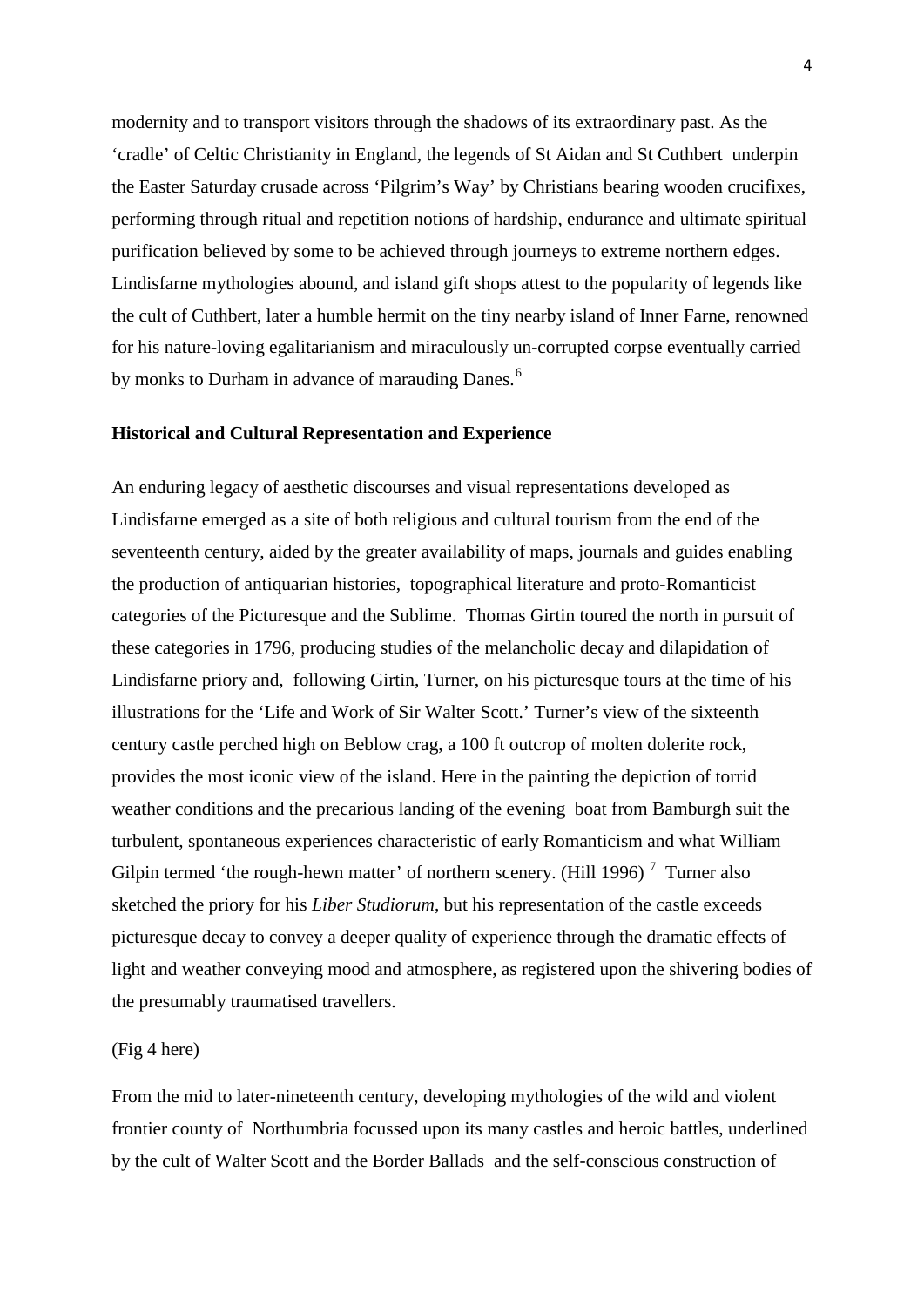modernity and to transport visitors through the shadows of its extraordinary past. As the 'cradle' of Celtic Christianity in England, the legends of St Aidan and St Cuthbert underpin the Easter Saturday crusade across 'Pilgrim's Way' by Christians bearing wooden crucifixes, performing through ritual and repetition notions of hardship, endurance and ultimate spiritual purification believed by some to be achieved through journeys to extreme northern edges. Lindisfarne mythologies abound, and island gift shops attest to the popularity of legends like the cult of Cuthbert, later a humble hermit on the tiny nearby island of Inner Farne, renowned for his nature-loving egalitarianism and miraculously un-corrupted corpse eventually carried by monks to Durham in advance of marauding Danes.[6]

### Historical and Cultural Representation and Experience

An enduring legacy of aesthetic discourses and visual representations developed as Lindisfarne emerged as a site of both religious and cultural tourism from the end of the seventeenth century, aided by the greater availability of maps, journals and guides enabling the production of antiquarian histories, topographical literature and proto-Romanticist categories of the Picturesque and the Sublime. Thomas Girtin toured the north in pursuit of these categories in 1796, producing studies of the melancholic decay and dilapidation of Lindisfarne priory and, following Girtin, Turner, on his picturesque tours at the time of his illustrations for the 'Life and Work of Sir Walter Scott.' Turner's view of the sixteenth century castle perched high on Beblow crag, a 100 ft outcrop of molten dolerite rock, provides the most iconic view of the island. Here in the painting the depiction of torrid weather conditions and the precarious landing of the evening boat from Bamburgh suit the turbulent, spontaneous experiences characteristic of early Romanticism and what William Gilpin termed 'the rough-hewn matter' of northern scenery. (Hill 1996) [7] Turner also sketched the priory for his *Liber Studiorum*, but his representation of the castle exceeds picturesque decay to convey a deeper quality of experience through the dramatic effects of light and weather conveying mood and atmosphere, as registered upon the shivering bodies of the presumably traumatised travellers.

(Fig 4 here)

From the mid to later-nineteenth century, developing mythologies of the wild and violent frontier county of Northumbria focussed upon its many castles and heroic battles, underlined by the cult of Walter Scott and the Border Ballads and the self-conscious construction of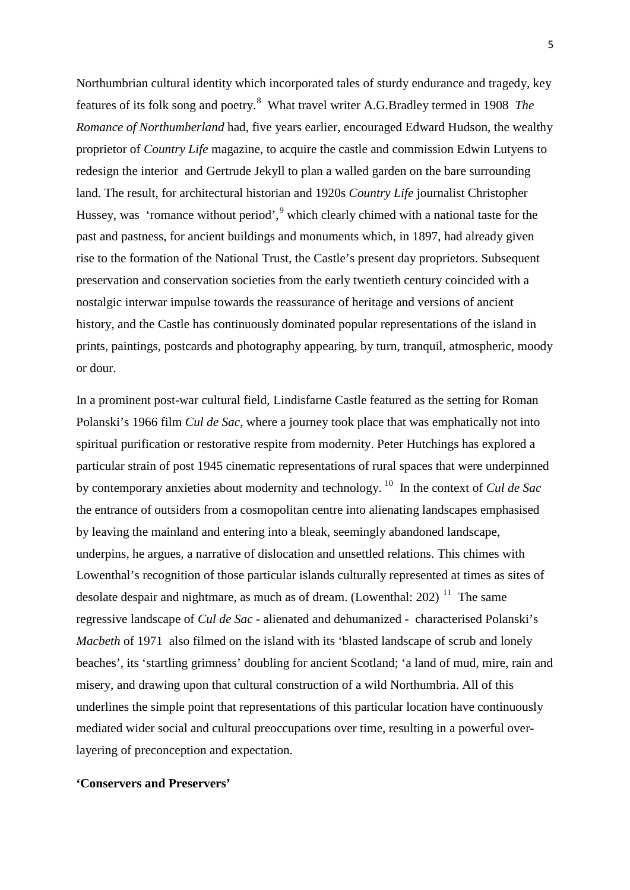Northumbrian cultural identity which incorporated tales of sturdy endurance and tragedy, key features of its folk song and poetry.[8] What travel writer A.G.Bradley termed in 1908 *The Romance of Northumberland* had, five years earlier, encouraged Edward Hudson, the wealthy proprietor of *Country Life* magazine, to acquire the castle and commission Edwin Lutyens to redesign the interior and Gertrude Jekyll to plan a walled garden on the bare surrounding land. The result, for architectural historian and 1920s *Country Life* journalist Christopher Hussey, was 'romance without period',[9] which clearly chimed with a national taste for the past and pastness, for ancient buildings and monuments which, in 1897, had already given rise to the formation of the National Trust, the Castle's present day proprietors. Subsequent preservation and conservation societies from the early twentieth century coincided with a nostalgic interwar impulse towards the reassurance of heritage and versions of ancient history, and the Castle has continuously dominated popular representations of the island in prints, paintings, postcards and photography appearing, by turn, tranquil, atmospheric, moody or dour.

In a prominent post-war cultural field, Lindisfarne Castle featured as the setting for Roman Polanski's 1966 film *Cul de Sac*, where a journey took place that was emphatically not into spiritual purification or restorative respite from modernity. Peter Hutchings has explored a particular strain of post 1945 cinematic representations of rural spaces that were underpinned by contemporary anxieties about modernity and technology. [10] In the context of *Cul de Sac* the entrance of outsiders from a cosmopolitan centre into alienating landscapes emphasised by leaving the mainland and entering into a bleak, seemingly abandoned landscape, underpins, he argues, a narrative of dislocation and unsettled relations. This chimes with Lowenthal's recognition of those particular islands culturally represented at times as sites of desolate despair and nightmare, as much as of dream. (Lowenthal: 202) [11] The same regressive landscape of *Cul de Sac* - alienated and dehumanized - characterised Polanski's *Macbeth* of 1971 also filmed on the island with its 'blasted landscape of scrub and lonely beaches', its 'startling grimness' doubling for ancient Scotland; 'a land of mud, mire, rain and misery, and drawing upon that cultural construction of a wild Northumbria. All of this underlines the simple point that representations of this particular location have continuously mediated wider social and cultural preoccupations over time, resulting in a powerful over-layering of preconception and expectation.

**'Conservers and Preservers'**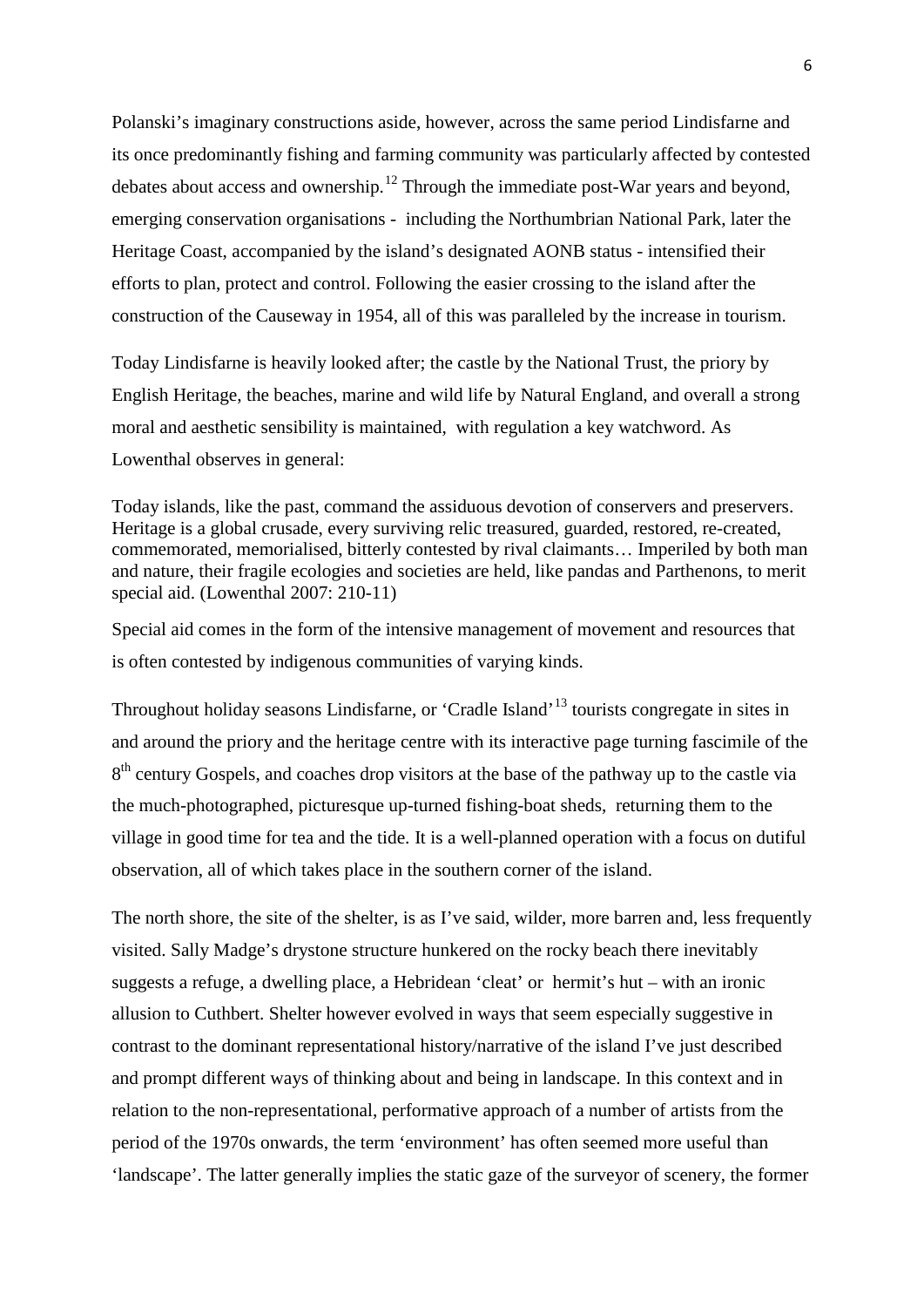Polanski's imaginary constructions aside, however, across the same period Lindisfarne and its once predominantly fishing and farming community was particularly affected by contested debates about access and ownership.[12] Through the immediate post-War years and beyond, emerging conservation organisations - including the Northumbrian National Park, later the Heritage Coast, accompanied by the island's designated AONB status - intensified their efforts to plan, protect and control. Following the easier crossing to the island after the construction of the Causeway in 1954, all of this was paralleled by the increase in tourism.

Today Lindisfarne is heavily looked after; the castle by the National Trust, the priory by English Heritage, the beaches, marine and wild life by Natural England, and overall a strong moral and aesthetic sensibility is maintained, with regulation a key watchword. As Lowenthal observes in general:

> Today islands, like the past, command the assiduous devotion of conservers and preservers. Heritage is a global crusade, every surviving relic treasured, guarded, restored, re-created, commemorated, memorialised, bitterly contested by rival claimants… Imperiled by both man and nature, their fragile ecologies and societies are held, like pandas and Parthenons, to merit special aid. (Lowenthal 2007: 210-11)

Special aid comes in the form of the intensive management of movement and resources that is often contested by indigenous communities of varying kinds.

Throughout holiday seasons Lindisfarne, or 'Cradle Island'[13] tourists congregate in sites in and around the priory and the heritage centre with its interactive page turning fascimile of the 8th century Gospels, and coaches drop visitors at the base of the pathway up to the castle via the much-photographed, picturesque up-turned fishing-boat sheds, returning them to the village in good time for tea and the tide. It is a well-planned operation with a focus on dutiful observation, all of which takes place in the southern corner of the island.

The north shore, the site of the shelter, is as I've said, wilder, more barren and, less frequently visited. Sally Madge's drystone structure hunkered on the rocky beach there inevitably suggests a refuge, a dwelling place, a Hebridean 'cleat' or hermit's hut – with an ironic allusion to Cuthbert. Shelter however evolved in ways that seem especially suggestive in contrast to the dominant representational history/narrative of the island I've just described and prompt different ways of thinking about and being in landscape. In this context and in relation to the non-representational, performative approach of a number of artists from the period of the 1970s onwards, the term 'environment' has often seemed more useful than 'landscape'. The latter generally implies the static gaze of the surveyor of scenery, the former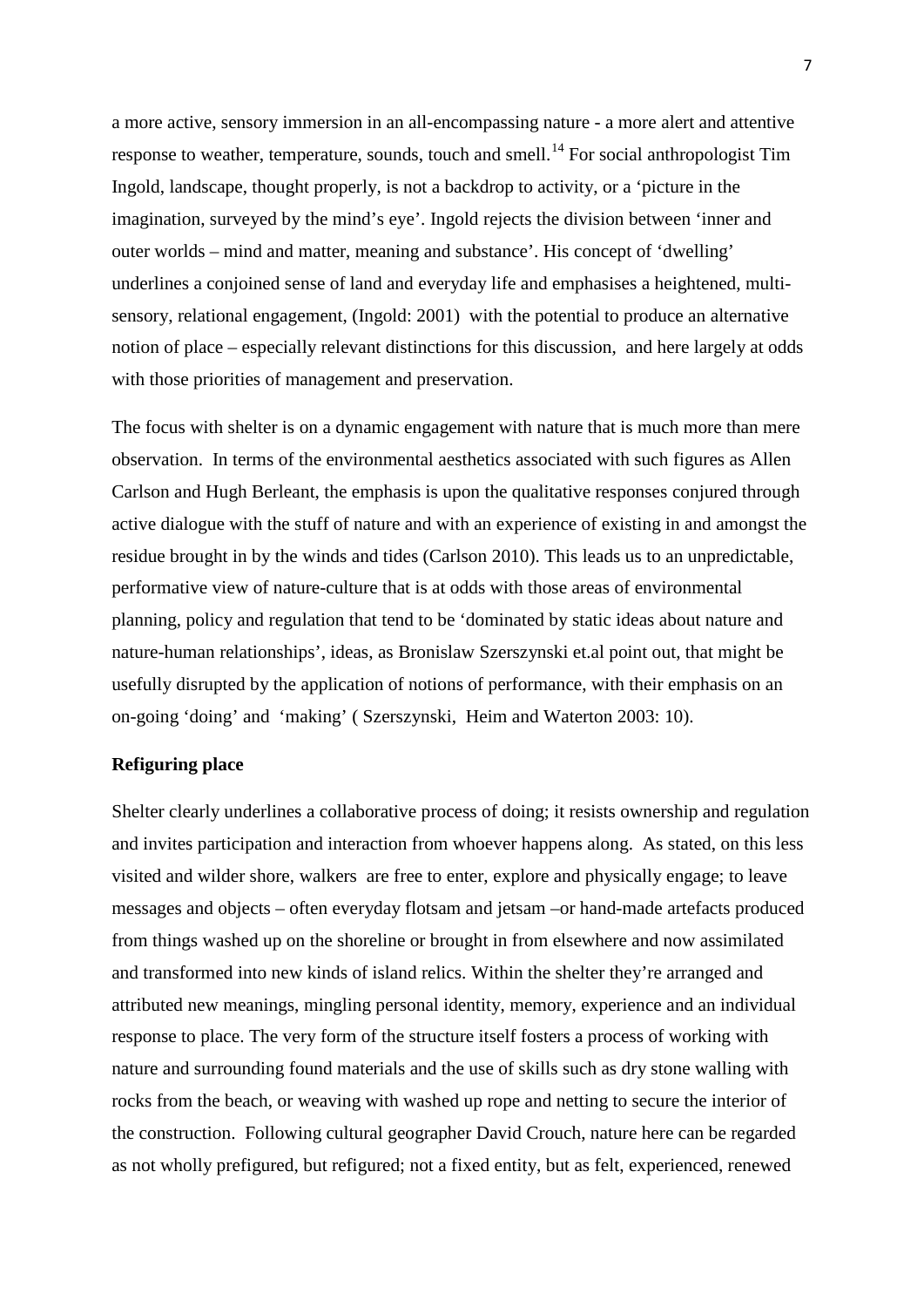a more active, sensory immersion in an all-encompassing nature - a more alert and attentive response to weather, temperature, sounds, touch and smell.[14] For social anthropologist Tim Ingold, landscape, thought properly, is not a backdrop to activity, or a 'picture in the imagination, surveyed by the mind's eye'. Ingold rejects the division between 'inner and outer worlds – mind and matter, meaning and substance'. His concept of 'dwelling' underlines a conjoined sense of land and everyday life and emphasises a heightened, multi-sensory, relational engagement, (Ingold: 2001) with the potential to produce an alternative notion of place – especially relevant distinctions for this discussion, and here largely at odds with those priorities of management and preservation.

The focus with shelter is on a dynamic engagement with nature that is much more than mere observation. In terms of the environmental aesthetics associated with such figures as Allen Carlson and Hugh Berleant, the emphasis is upon the qualitative responses conjured through active dialogue with the stuff of nature and with an experience of existing in and amongst the residue brought in by the winds and tides (Carlson 2010). This leads us to an unpredictable, performative view of nature-culture that is at odds with those areas of environmental planning, policy and regulation that tend to be 'dominated by static ideas about nature and nature-human relationships', ideas, as Bronislaw Szerszynski et.al point out, that might be usefully disrupted by the application of notions of performance, with their emphasis on an on-going 'doing' and 'making' ( Szerszynski, Heim and Waterton 2003: 10).

## Refiguring place

Shelter clearly underlines a collaborative process of doing; it resists ownership and regulation and invites participation and interaction from whoever happens along. As stated, on this less visited and wilder shore, walkers are free to enter, explore and physically engage; to leave messages and objects – often everyday flotsam and jetsam –or hand-made artefacts produced from things washed up on the shoreline or brought in from elsewhere and now assimilated and transformed into new kinds of island relics. Within the shelter they're arranged and attributed new meanings, mingling personal identity, memory, experience and an individual response to place. The very form of the structure itself fosters a process of working with nature and surrounding found materials and the use of skills such as dry stone walling with rocks from the beach, or weaving with washed up rope and netting to secure the interior of the construction. Following cultural geographer David Crouch, nature here can be regarded as not wholly prefigured, but refigured; not a fixed entity, but as felt, experienced, renewed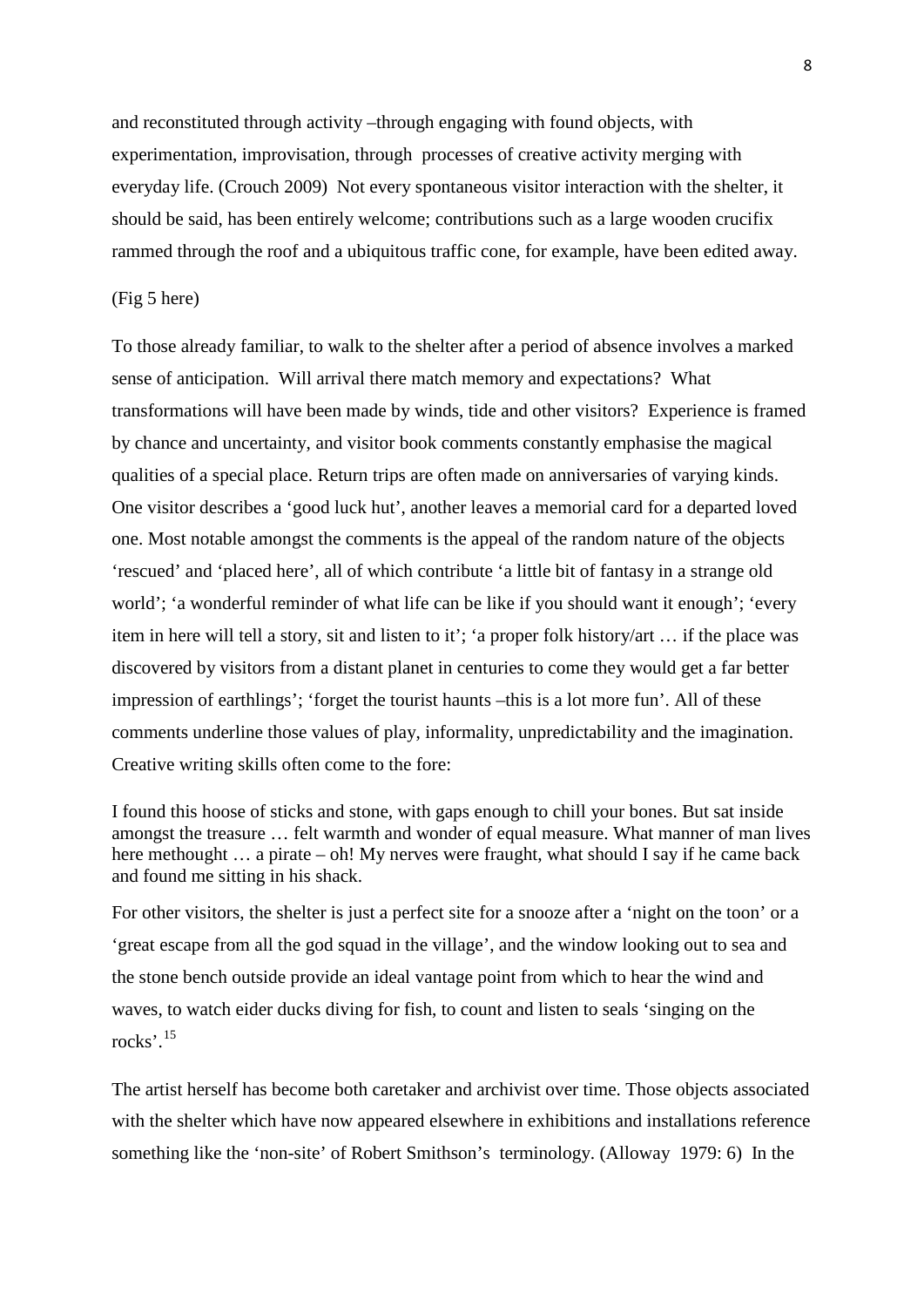and reconstituted through activity –through engaging with found objects, with experimentation, improvisation, through processes of creative activity merging with everyday life. (Crouch 2009) Not every spontaneous visitor interaction with the shelter, it should be said, has been entirely welcome; contributions such as a large wooden crucifix rammed through the roof and a ubiquitous traffic cone, for example, have been edited away.

(Fig 5 here)

To those already familiar, to walk to the shelter after a period of absence involves a marked sense of anticipation. Will arrival there match memory and expectations? What transformations will have been made by winds, tide and other visitors? Experience is framed by chance and uncertainty, and visitor book comments constantly emphasise the magical qualities of a special place. Return trips are often made on anniversaries of varying kinds. One visitor describes a 'good luck hut', another leaves a memorial card for a departed loved one. Most notable amongst the comments is the appeal of the random nature of the objects 'rescued' and 'placed here', all of which contribute 'a little bit of fantasy in a strange old world'; 'a wonderful reminder of what life can be like if you should want it enough'; 'every item in here will tell a story, sit and listen to it'; 'a proper folk history/art … if the place was discovered by visitors from a distant planet in centuries to come they would get a far better impression of earthlings'; 'forget the tourist haunts –this is a lot more fun'. All of these comments underline those values of play, informality, unpredictability and the imagination. Creative writing skills often come to the fore:

> I found this hoose of sticks and stone, with gaps enough to chill your bones. But sat inside amongst the treasure … felt warmth and wonder of equal measure. What manner of man lives here methought … a pirate – oh! My nerves were fraught, what should I say if he came back and found me sitting in his shack.

For other visitors, the shelter is just a perfect site for a snooze after a 'night on the toon' or a 'great escape from all the god squad in the village', and the window looking out to sea and the stone bench outside provide an ideal vantage point from which to hear the wind and waves, to watch eider ducks diving for fish, to count and listen to seals 'singing on the rocks'.[15]

The artist herself has become both caretaker and archivist over time. Those objects associated with the shelter which have now appeared elsewhere in exhibitions and installations reference something like the 'non-site' of Robert Smithson's terminology. (Alloway 1979: 6) In the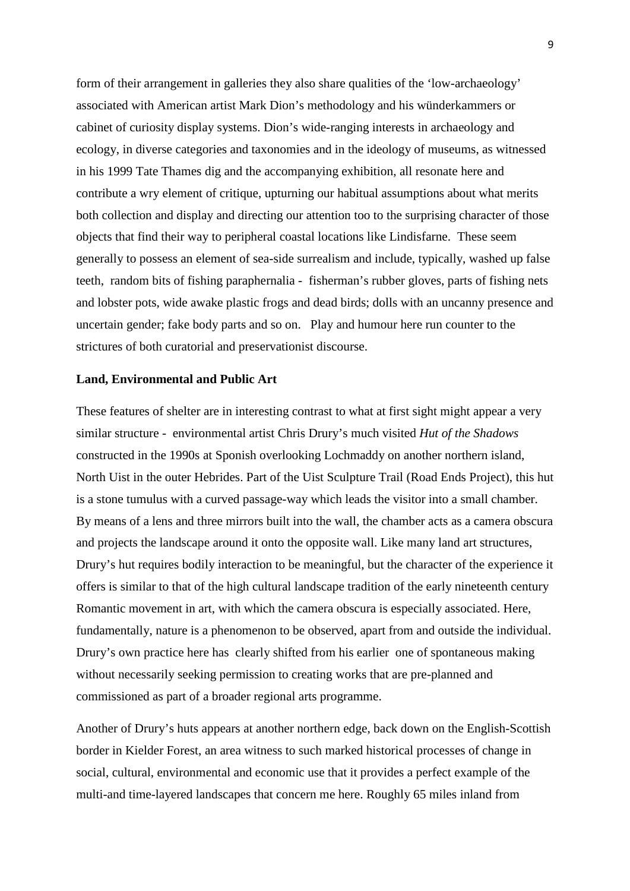form of their arrangement in galleries they also share qualities of the 'low-archaeology' associated with American artist Mark Dion's methodology and his wünderkammers or cabinet of curiosity display systems. Dion's wide-ranging interests in archaeology and ecology, in diverse categories and taxonomies and in the ideology of museums, as witnessed in his 1999 Tate Thames dig and the accompanying exhibition, all resonate here and contribute a wry element of critique, upturning our habitual assumptions about what merits both collection and display and directing our attention too to the surprising character of those objects that find their way to peripheral coastal locations like Lindisfarne. These seem generally to possess an element of sea-side surrealism and include, typically, washed up false teeth, random bits of fishing paraphernalia - fisherman's rubber gloves, parts of fishing nets and lobster pots, wide awake plastic frogs and dead birds; dolls with an uncanny presence and uncertain gender; fake body parts and so on. Play and humour here run counter to the strictures of both curatorial and preservationist discourse.

**Land, Environmental and Public Art**

These features of shelter are in interesting contrast to what at first sight might appear a very similar structure - environmental artist Chris Drury's much visited *Hut of the Shadows* constructed in the 1990s at Sponish overlooking Lochmaddy on another northern island, North Uist in the outer Hebrides. Part of the Uist Sculpture Trail (Road Ends Project), this hut is a stone tumulus with a curved passage-way which leads the visitor into a small chamber. By means of a lens and three mirrors built into the wall, the chamber acts as a camera obscura and projects the landscape around it onto the opposite wall. Like many land art structures, Drury's hut requires bodily interaction to be meaningful, but the character of the experience it offers is similar to that of the high cultural landscape tradition of the early nineteenth century Romantic movement in art, with which the camera obscura is especially associated. Here, fundamentally, nature is a phenomenon to be observed, apart from and outside the individual. Drury's own practice here has clearly shifted from his earlier one of spontaneous making without necessarily seeking permission to creating works that are pre-planned and commissioned as part of a broader regional arts programme.

Another of Drury's huts appears at another northern edge, back down on the English-Scottish border in Kielder Forest, an area witness to such marked historical processes of change in social, cultural, environmental and economic use that it provides a perfect example of the multi-and time-layered landscapes that concern me here. Roughly 65 miles inland from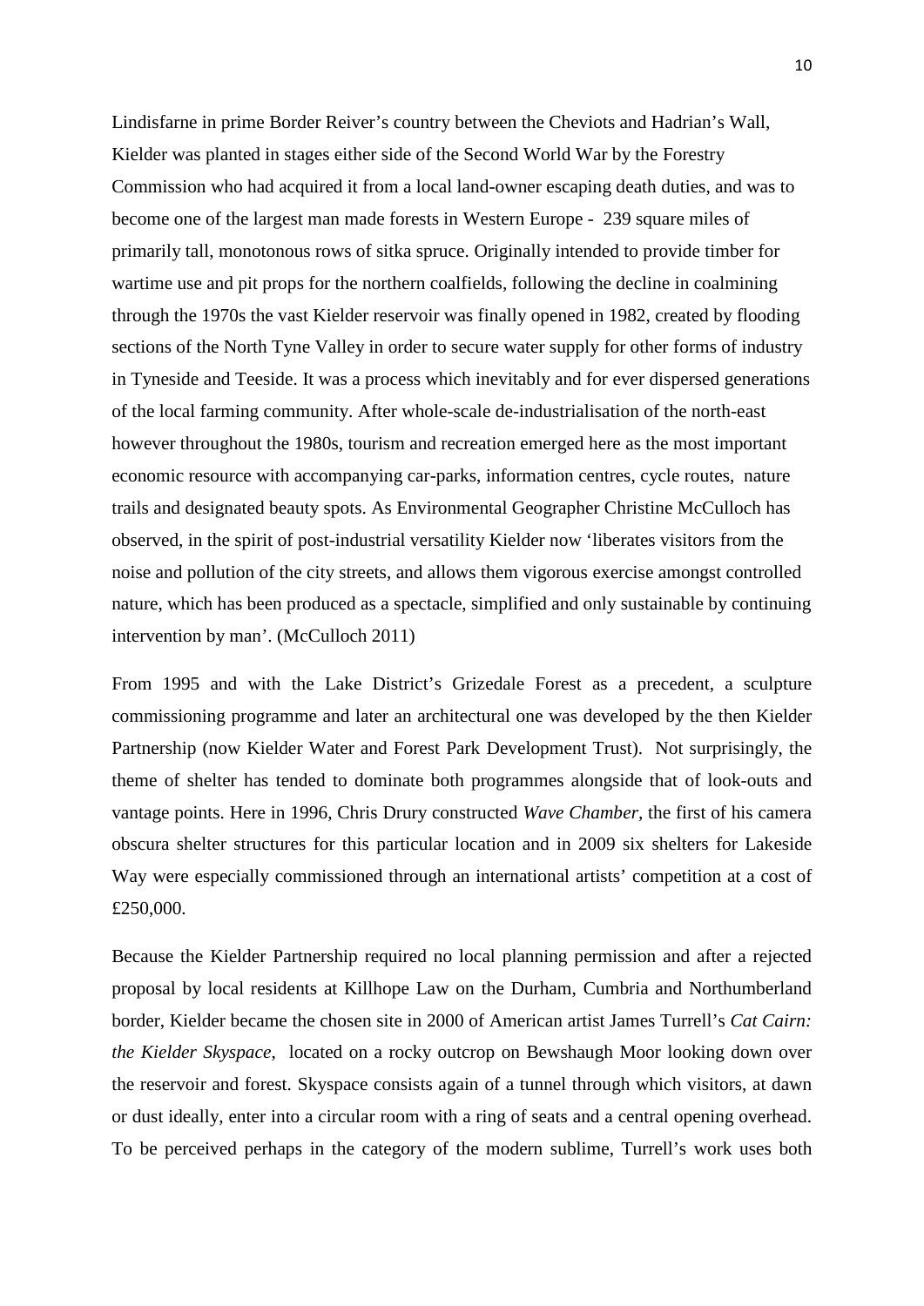Lindisfarne in prime Border Reiver's country between the Cheviots and Hadrian's Wall, Kielder was planted in stages either side of the Second World War by the Forestry Commission who had acquired it from a local land-owner escaping death duties, and was to become one of the largest man made forests in Western Europe - 239 square miles of primarily tall, monotonous rows of sitka spruce. Originally intended to provide timber for wartime use and pit props for the northern coalfields, following the decline in coalmining through the 1970s the vast Kielder reservoir was finally opened in 1982, created by flooding sections of the North Tyne Valley in order to secure water supply for other forms of industry in Tyneside and Teeside. It was a process which inevitably and for ever dispersed generations of the local farming community. After whole-scale de-industrialisation of the north-east however throughout the 1980s, tourism and recreation emerged here as the most important economic resource with accompanying car-parks, information centres, cycle routes, nature trails and designated beauty spots. As Environmental Geographer Christine McCulloch has observed, in the spirit of post-industrial versatility Kielder now 'liberates visitors from the noise and pollution of the city streets, and allows them vigorous exercise amongst controlled nature, which has been produced as a spectacle, simplified and only sustainable by continuing intervention by man'. (McCulloch 2011)

From 1995 and with the Lake District's Grizedale Forest as a precedent, a sculpture commissioning programme and later an architectural one was developed by the then Kielder Partnership (now Kielder Water and Forest Park Development Trust). Not surprisingly, the theme of shelter has tended to dominate both programmes alongside that of look-outs and vantage points. Here in 1996, Chris Drury constructed *Wave Chamber,* the first of his camera obscura shelter structures for this particular location and in 2009 six shelters for Lakeside Way were especially commissioned through an international artists' competition at a cost of £250,000.

Because the Kielder Partnership required no local planning permission and after a rejected proposal by local residents at Killhope Law on the Durham, Cumbria and Northumberland border, Kielder became the chosen site in 2000 of American artist James Turrell's *Cat Cairn: the Kielder Skyspace*, located on a rocky outcrop on Bewshaugh Moor looking down over the reservoir and forest. Skyspace consists again of a tunnel through which visitors, at dawn or dust ideally, enter into a circular room with a ring of seats and a central opening overhead. To be perceived perhaps in the category of the modern sublime, Turrell's work uses both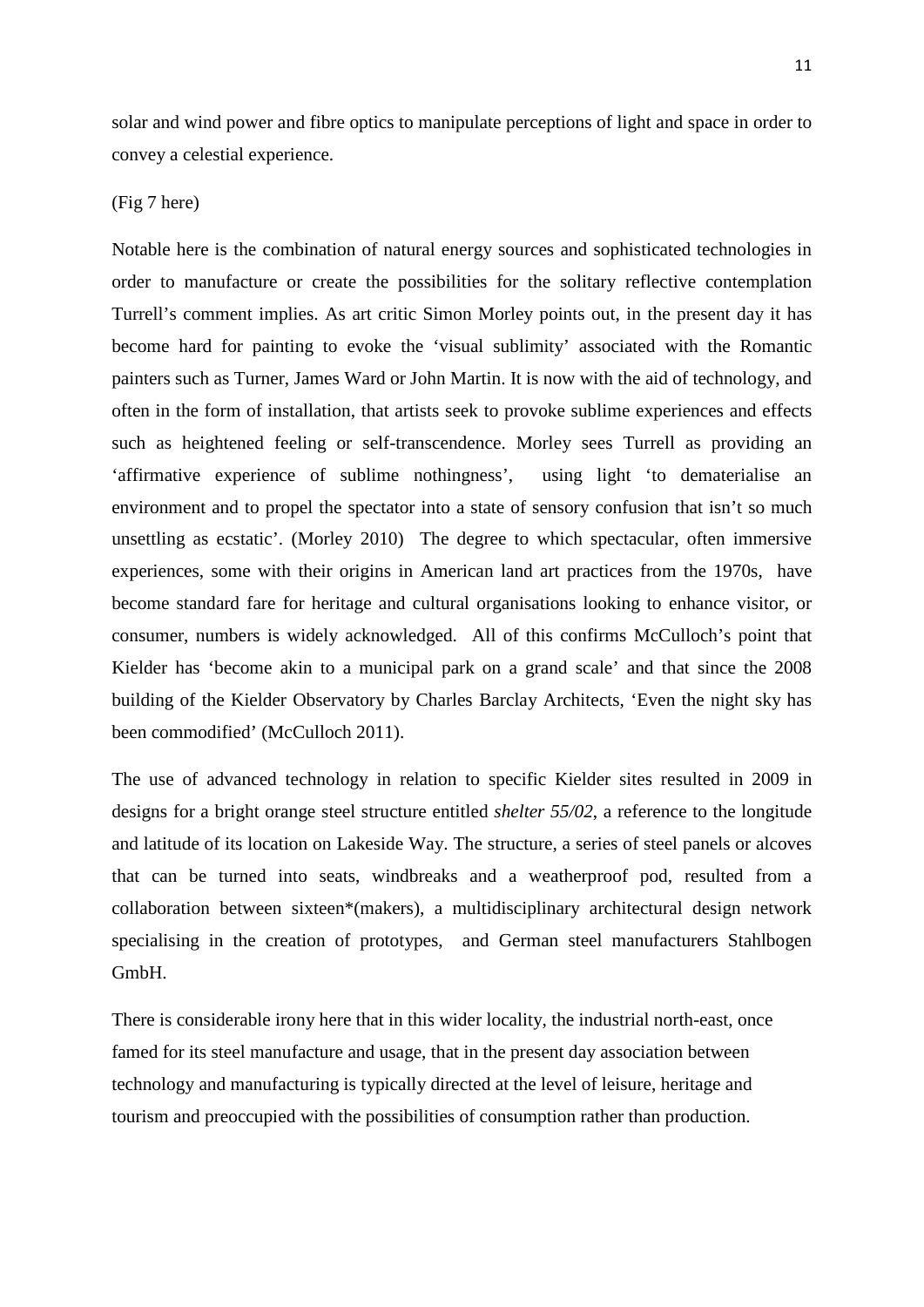solar and wind power and fibre optics to manipulate perceptions of light and space in order to convey a celestial experience.

(Fig 7 here)

Notable here is the combination of natural energy sources and sophisticated technologies in order to manufacture or create the possibilities for the solitary reflective contemplation Turrell's comment implies. As art critic Simon Morley points out, in the present day it has become hard for painting to evoke the 'visual sublimity' associated with the Romantic painters such as Turner, James Ward or John Martin. It is now with the aid of technology, and often in the form of installation, that artists seek to provoke sublime experiences and effects such as heightened feeling or self-transcendence. Morley sees Turrell as providing an 'affirmative experience of sublime nothingness', using light 'to dematerialise an environment and to propel the spectator into a state of sensory confusion that isn't so much unsettling as ecstatic'. (Morley 2010) The degree to which spectacular, often immersive experiences, some with their origins in American land art practices from the 1970s, have become standard fare for heritage and cultural organisations looking to enhance visitor, or consumer, numbers is widely acknowledged. All of this confirms McCulloch's point that Kielder has 'become akin to a municipal park on a grand scale' and that since the 2008 building of the Kielder Observatory by Charles Barclay Architects, 'Even the night sky has been commodified' (McCulloch 2011).

The use of advanced technology in relation to specific Kielder sites resulted in 2009 in designs for a bright orange steel structure entitled *shelter 55/02*, a reference to the longitude and latitude of its location on Lakeside Way. The structure, a series of steel panels or alcoves that can be turned into seats, windbreaks and a weatherproof pod, resulted from a collaboration between sixteen*(makers), a multidisciplinary architectural design network specialising in the creation of prototypes, and German steel manufacturers Stahlbogen GmbH.

There is considerable irony here that in this wider locality, the industrial north-east, once famed for its steel manufacture and usage, that in the present day association between technology and manufacturing is typically directed at the level of leisure, heritage and tourism and preoccupied with the possibilities of consumption rather than production.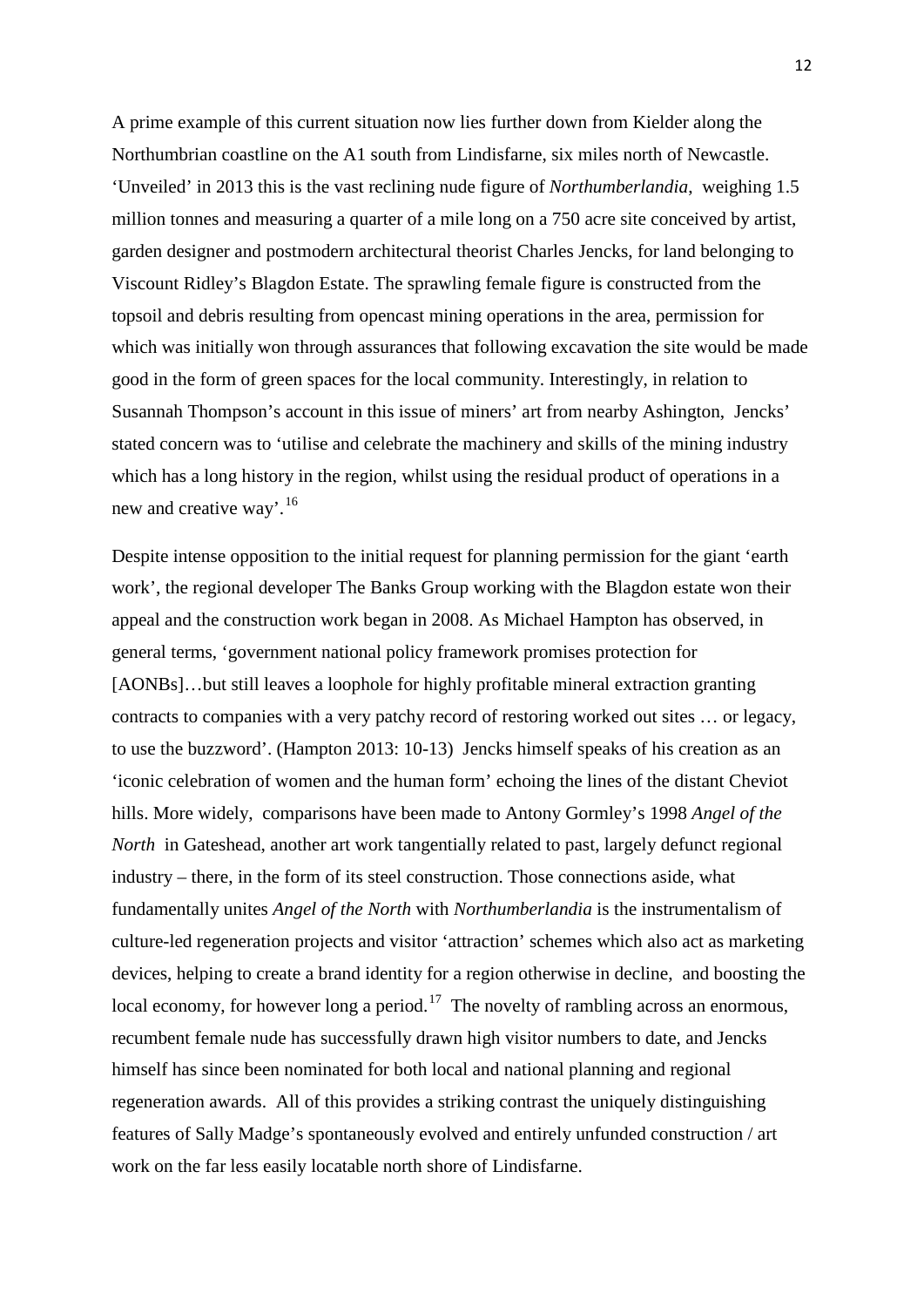A prime example of this current situation now lies further down from Kielder along the Northumbrian coastline on the A1 south from Lindisfarne, six miles north of Newcastle. 'Unveiled' in 2013 this is the vast reclining nude figure of *Northumberlandia*, weighing 1.5 million tonnes and measuring a quarter of a mile long on a 750 acre site conceived by artist, garden designer and postmodern architectural theorist Charles Jencks, for land belonging to Viscount Ridley's Blagdon Estate. The sprawling female figure is constructed from the topsoil and debris resulting from opencast mining operations in the area, permission for which was initially won through assurances that following excavation the site would be made good in the form of green spaces for the local community. Interestingly, in relation to Susannah Thompson's account in this issue of miners' art from nearby Ashington, Jencks' stated concern was to 'utilise and celebrate the machinery and skills of the mining industry which has a long history in the region, whilst using the residual product of operations in a new and creative way'.[16]

Despite intense opposition to the initial request for planning permission for the giant 'earth work', the regional developer The Banks Group working with the Blagdon estate won their appeal and the construction work began in 2008. As Michael Hampton has observed, in general terms, 'government national policy framework promises protection for [AONBs]…but still leaves a loophole for highly profitable mineral extraction granting contracts to companies with a very patchy record of restoring worked out sites … or legacy, to use the buzzword'. (Hampton 2013: 10-13) Jencks himself speaks of his creation as an 'iconic celebration of women and the human form' echoing the lines of the distant Cheviot hills. More widely, comparisons have been made to Antony Gormley's 1998 *Angel of the North* in Gateshead, another art work tangentially related to past, largely defunct regional industry – there, in the form of its steel construction. Those connections aside, what fundamentally unites *Angel of the North* with *Northumberlandia* is the instrumentalism of culture-led regeneration projects and visitor 'attraction' schemes which also act as marketing devices, helping to create a brand identity for a region otherwise in decline, and boosting the local economy, for however long a period.[17] The novelty of rambling across an enormous, recumbent female nude has successfully drawn high visitor numbers to date, and Jencks himself has since been nominated for both local and national planning and regional regeneration awards. All of this provides a striking contrast the uniquely distinguishing features of Sally Madge's spontaneously evolved and entirely unfunded construction / art work on the far less easily locatable north shore of Lindisfarne.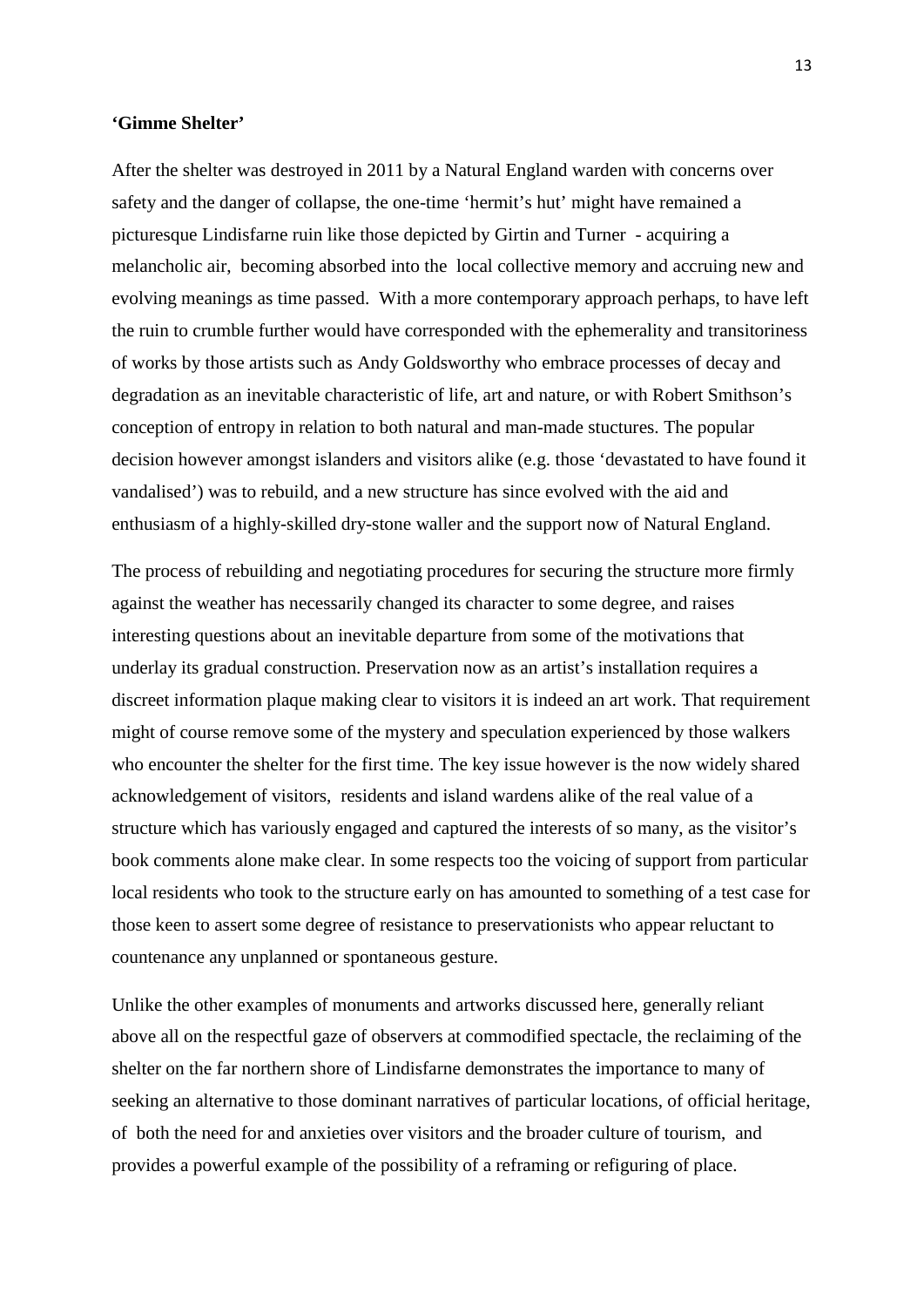**'Gimme Shelter'**

After the shelter was destroyed in 2011 by a Natural England warden with concerns over safety and the danger of collapse, the one-time 'hermit's hut' might have remained a picturesque Lindisfarne ruin like those depicted by Girtin and Turner - acquiring a melancholic air, becoming absorbed into the local collective memory and accruing new and evolving meanings as time passed. With a more contemporary approach perhaps, to have left the ruin to crumble further would have corresponded with the ephemerality and transitoriness of works by those artists such as Andy Goldsworthy who embrace processes of decay and degradation as an inevitable characteristic of life, art and nature, or with Robert Smithson's conception of entropy in relation to both natural and man-made stuctures. The popular decision however amongst islanders and visitors alike (e.g. those 'devastated to have found it vandalised') was to rebuild, and a new structure has since evolved with the aid and enthusiasm of a highly-skilled dry-stone waller and the support now of Natural England.

The process of rebuilding and negotiating procedures for securing the structure more firmly against the weather has necessarily changed its character to some degree, and raises interesting questions about an inevitable departure from some of the motivations that underlay its gradual construction. Preservation now as an artist's installation requires a discreet information plaque making clear to visitors it is indeed an art work. That requirement might of course remove some of the mystery and speculation experienced by those walkers who encounter the shelter for the first time. The key issue however is the now widely shared acknowledgement of visitors, residents and island wardens alike of the real value of a structure which has variously engaged and captured the interests of so many, as the visitor's book comments alone make clear. In some respects too the voicing of support from particular local residents who took to the structure early on has amounted to something of a test case for those keen to assert some degree of resistance to preservationists who appear reluctant to countenance any unplanned or spontaneous gesture.

Unlike the other examples of monuments and artworks discussed here, generally reliant above all on the respectful gaze of observers at commodified spectacle, the reclaiming of the shelter on the far northern shore of Lindisfarne demonstrates the importance to many of seeking an alternative to those dominant narratives of particular locations, of official heritage, of both the need for and anxieties over visitors and the broader culture of tourism, and provides a powerful example of the possibility of a reframing or refiguring of place.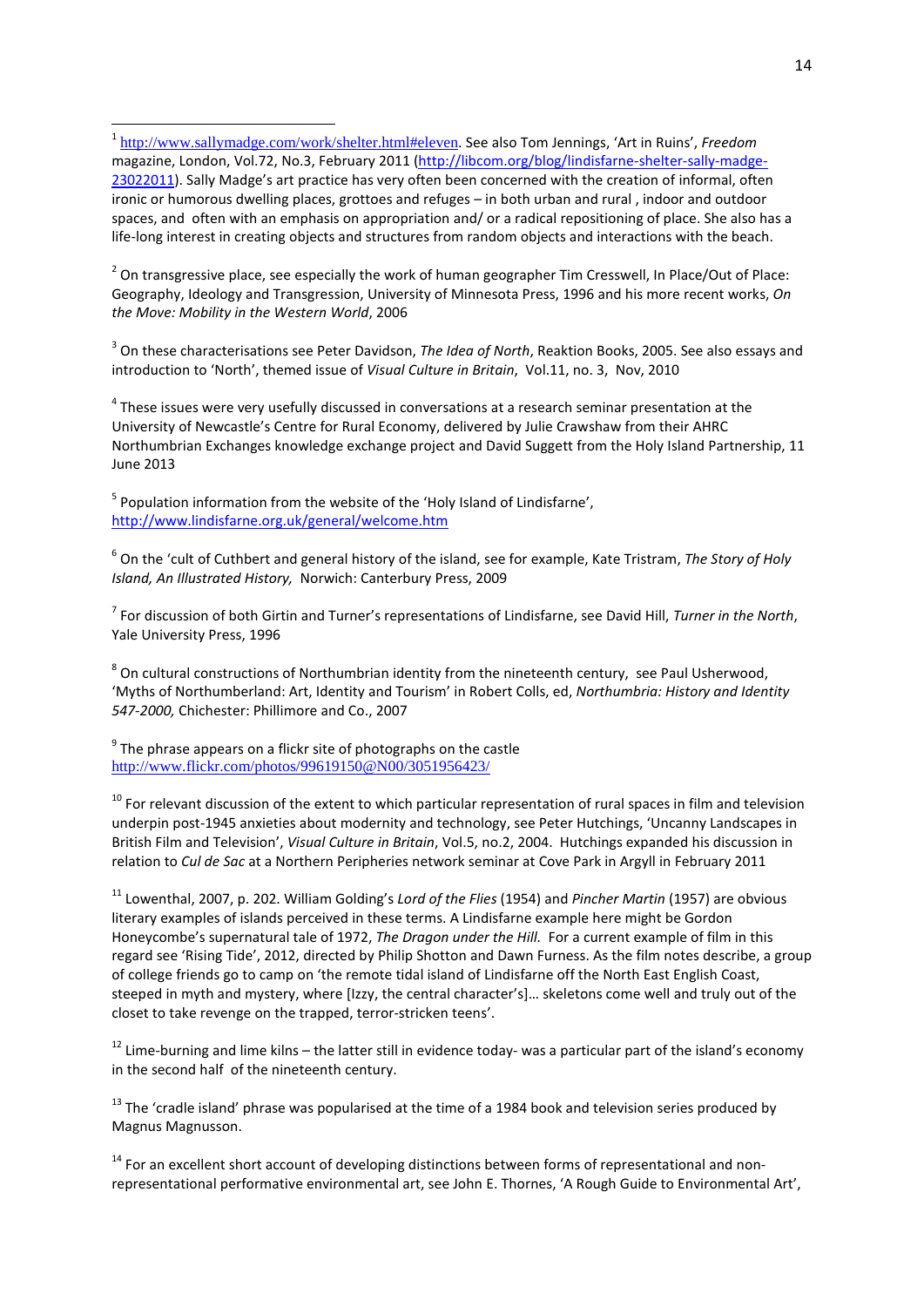[1] http://www.sallymadge.com/work/shelter.html#eleven. See also Tom Jennings, 'Art in Ruins', *Freedom* magazine, London, Vol.72, No.3, February 2011 (http://libcom.org/blog/lindisfarne-shelter-sally-madge-23022011). Sally Madge's art practice has very often been concerned with the creation of informal, often ironic or humorous dwelling places, grottoes and refuges – in both urban and rural , indoor and outdoor spaces, and often with an emphasis on appropriation and/ or a radical repositioning of place. She also has a life-long interest in creating objects and structures from random objects and interactions with the beach.

[2] On transgressive place, see especially the work of human geographer Tim Cresswell, In Place/Out of Place: Geography, Ideology and Transgression, University of Minnesota Press, 1996 and his more recent works, *On the Move: Mobility in the Western World*, 2006

[3] On these characterisations see Peter Davidson, *The Idea of North*, Reaktion Books, 2005. See also essays and introduction to 'North', themed issue of *Visual Culture in Britain*, Vol.11, no. 3, Nov, 2010

[4] These issues were very usefully discussed in conversations at a research seminar presentation at the University of Newcastle's Centre for Rural Economy, delivered by Julie Crawshaw from their AHRC Northumbrian Exchanges knowledge exchange project and David Suggett from the Holy Island Partnership, 11 June 2013

[5] Population information from the website of the 'Holy Island of Lindisfarne', http://www.lindisfarne.org.uk/general/welcome.htm

[6] On the 'cult of Cuthbert and general history of the island, see for example, Kate Tristram, *The Story of Holy Island, An Illustrated History,* Norwich: Canterbury Press, 2009

[7] For discussion of both Girtin and Turner's representations of Lindisfarne, see David Hill, *Turner in the North*, Yale University Press, 1996

[8] On cultural constructions of Northumbrian identity from the nineteenth century, see Paul Usherwood, 'Myths of Northumberland: Art, Identity and Tourism' in Robert Colls, ed, *Northumbria: History and Identity 547-2000,* Chichester: Phillimore and Co., 2007

[9] The phrase appears on a flickr site of photographs on the castle http://www.flickr.com/photos/99619150@N00/3051956423/

[10] For relevant discussion of the extent to which particular representation of rural spaces in film and television underpin post-1945 anxieties about modernity and technology, see Peter Hutchings, 'Uncanny Landscapes in British Film and Television', *Visual Culture in Britain*, Vol.5, no.2, 2004. Hutchings expanded his discussion in relation to *Cul de Sac* at a Northern Peripheries network seminar at Cove Park in Argyll in February 2011

[11] Lowenthal, 2007, p. 202. William Golding's *Lord of the Flies* (1954) and *Pincher Martin* (1957) are obvious literary examples of islands perceived in these terms. A Lindisfarne example here might be Gordon Honeycombe's supernatural tale of 1972, *The Dragon under the Hill.* For a current example of film in this regard see 'Rising Tide', 2012, directed by Philip Shotton and Dawn Furness. As the film notes describe, a group of college friends go to camp on 'the remote tidal island of Lindisfarne off the North East English Coast, steeped in myth and mystery, where [Izzy, the central character's]… skeletons come well and truly out of the closet to take revenge on the trapped, terror-stricken teens'.

[12] Lime-burning and lime kilns – the latter still in evidence today- was a particular part of the island's economy in the second half of the nineteenth century.

[13] The 'cradle island' phrase was popularised at the time of a 1984 book and television series produced by Magnus Magnusson.

[14] For an excellent short account of developing distinctions between forms of representational and non-representational performative environmental art, see John E. Thornes, 'A Rough Guide to Environmental Art',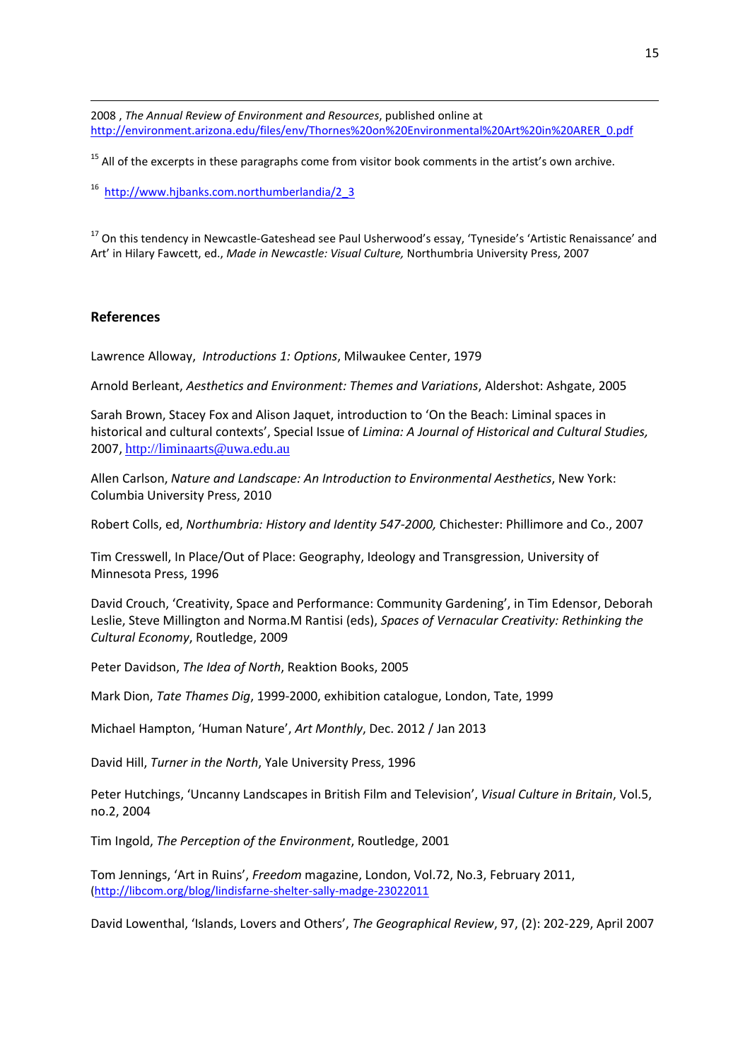2008 , *The Annual Review of Environment and Resources*, published online at http://environment.arizona.edu/files/env/Thornes%20on%20Environmental%20Art%20in%20ARER_0.pdf

[15] All of the excerpts in these paragraphs come from visitor book comments in the artist's own archive.

[16] http://www.hjbanks.com.northumberlandia/2_3

[17] On this tendency in Newcastle-Gateshead see Paul Usherwood's essay, 'Tyneside's 'Artistic Renaissance' and Art' in Hilary Fawcett, ed., *Made in Newcastle: Visual Culture,* Northumbria University Press, 2007

## References

Lawrence Alloway, *Introductions 1: Options*, Milwaukee Center, 1979

Arnold Berleant, *Aesthetics and Environment: Themes and Variations*, Aldershot: Ashgate, 2005

Sarah Brown, Stacey Fox and Alison Jaquet, introduction to 'On the Beach: Liminal spaces in historical and cultural contexts', Special Issue of *Limina: A Journal of Historical and Cultural Studies,* 2007, http://liminaarts@uwa.edu.au

Allen Carlson, *Nature and Landscape: An Introduction to Environmental Aesthetics*, New York: Columbia University Press, 2010

Robert Colls, ed, *Northumbria: History and Identity 547-2000,* Chichester: Phillimore and Co., 2007

Tim Cresswell, In Place/Out of Place: Geography, Ideology and Transgression, University of Minnesota Press, 1996

David Crouch, 'Creativity, Space and Performance: Community Gardening', in Tim Edensor, Deborah Leslie, Steve Millington and Norma.M Rantisi (eds), *Spaces of Vernacular Creativity: Rethinking the Cultural Economy*, Routledge, 2009

Peter Davidson, *The Idea of North*, Reaktion Books, 2005

Mark Dion, *Tate Thames Dig*, 1999-2000, exhibition catalogue, London, Tate, 1999

Michael Hampton, 'Human Nature', *Art Monthly*, Dec. 2012 / Jan 2013

David Hill, *Turner in the North*, Yale University Press, 1996

Peter Hutchings, 'Uncanny Landscapes in British Film and Television', *Visual Culture in Britain*, Vol.5, no.2, 2004

Tim Ingold, *The Perception of the Environment*, Routledge, 2001

Tom Jennings, 'Art in Ruins', *Freedom* magazine, London, Vol.72, No.3, February 2011, (http://libcom.org/blog/lindisfarne-shelter-sally-madge-23022011

David Lowenthal, 'Islands, Lovers and Others', *The Geographical Review*, 97, (2): 202-229, April 2007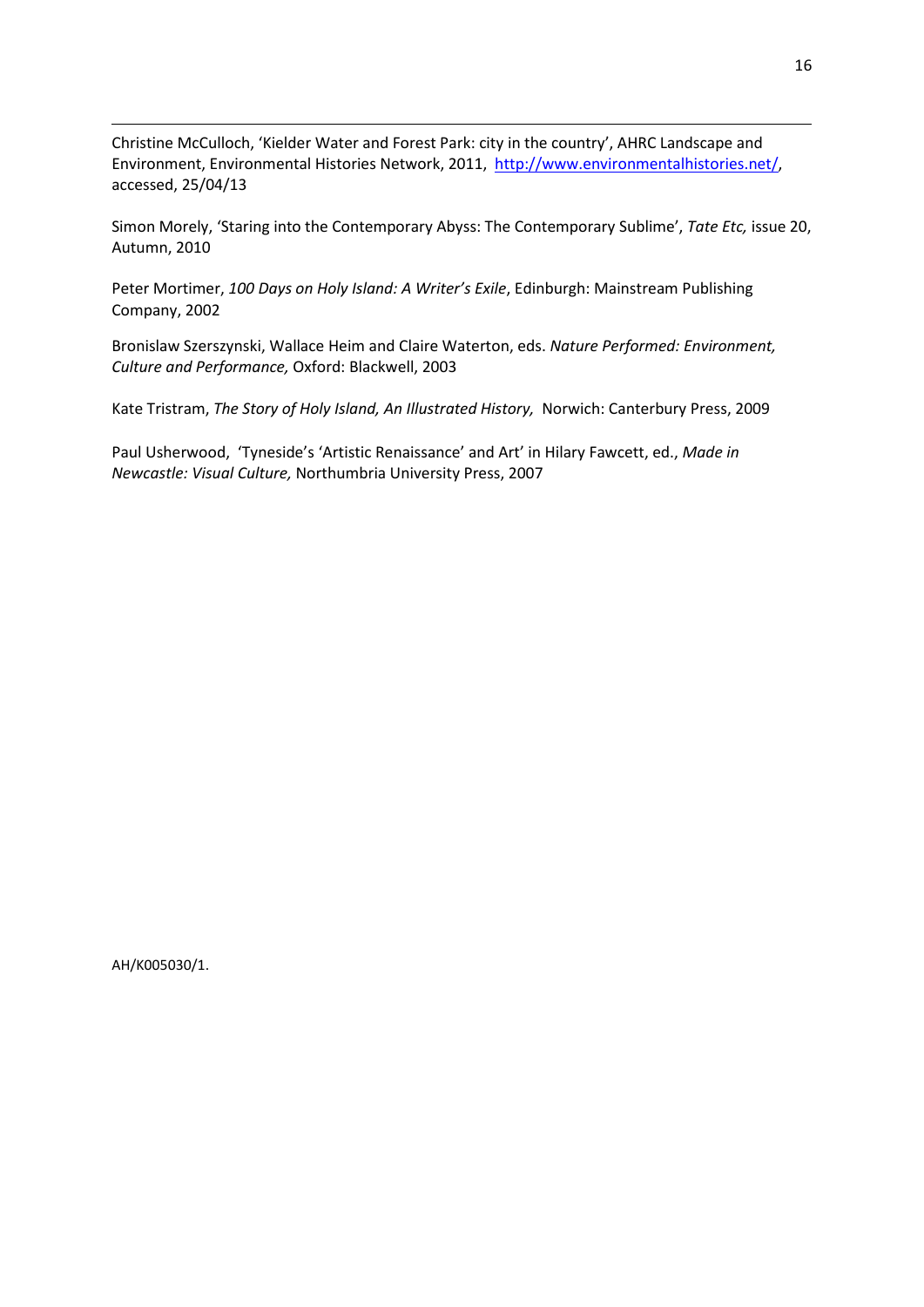Christine McCulloch, 'Kielder Water and Forest Park: city in the country', AHRC Landscape and Environment, Environmental Histories Network, 2011, http://www.environmentalhistories.net/, accessed, 25/04/13

Simon Morely, 'Staring into the Contemporary Abyss: The Contemporary Sublime', *Tate Etc,* issue 20, Autumn, 2010

Peter Mortimer, *100 Days on Holy Island: A Writer's Exile*, Edinburgh: Mainstream Publishing Company, 2002

Bronislaw Szerszynski, Wallace Heim and Claire Waterton, eds. *Nature Performed: Environment, Culture and Performance,* Oxford: Blackwell, 2003

Kate Tristram, *The Story of Holy Island, An Illustrated History,* Norwich: Canterbury Press, 2009

Paul Usherwood, 'Tyneside's 'Artistic Renaissance' and Art' in Hilary Fawcett, ed., *Made in Newcastle: Visual Culture,* Northumbria University Press, 2007

AH/K005030/1.